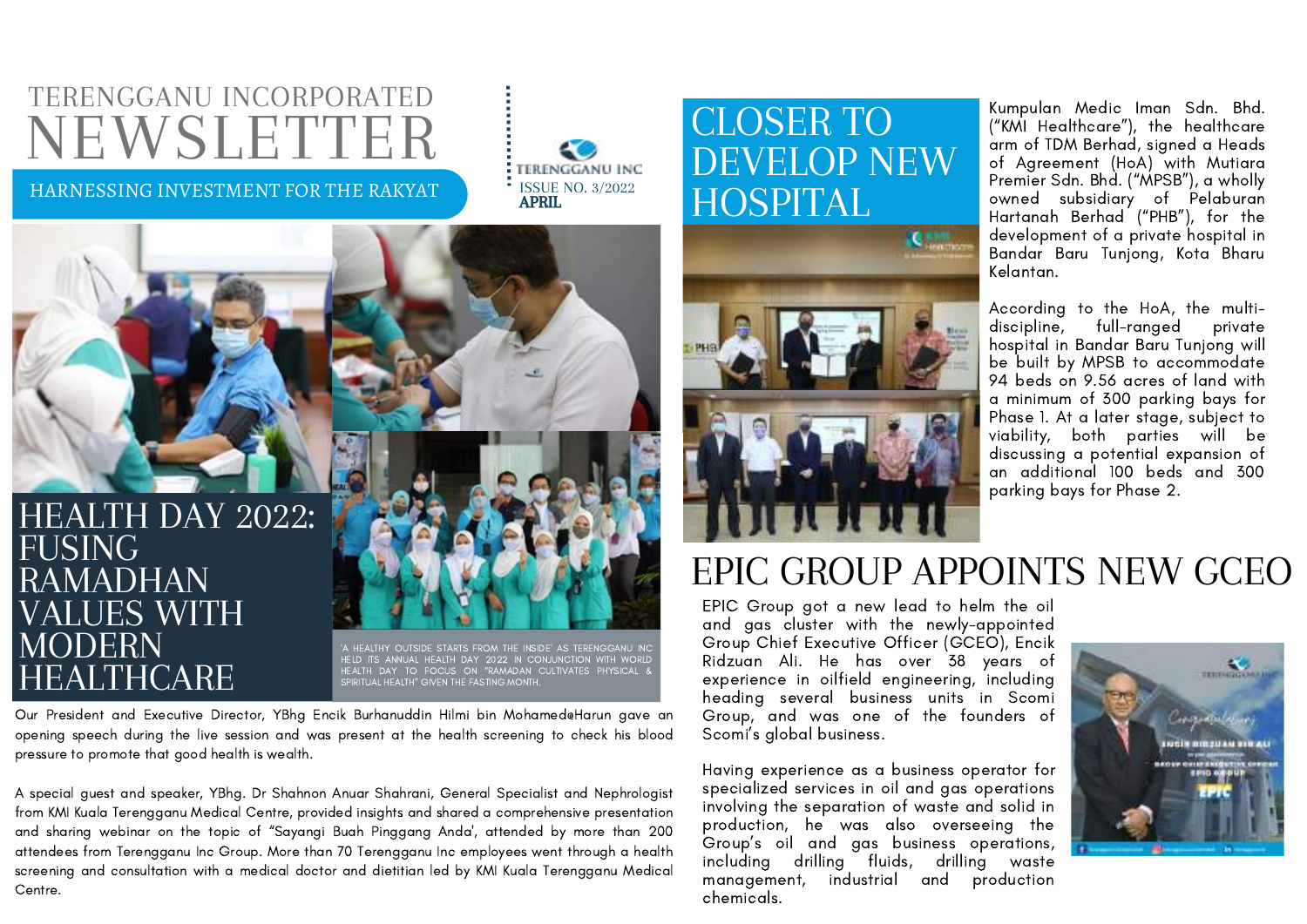# TERENGGANU INCORPORATED NEWSLETTER

HARNESSING INVESTMENT FOR THE RAKYAT

TERENGGANU INC
ISSUE NO. 3/2022
**APRIL**

## HEALTH DAY 2022: FUSING RAMADHAN VALUES WITH MODERN HEALTHCARE

'A HEALTHY OUTSIDE STARTS FROM THE INSIDE' AS TERENGGANU INC HELD ITS ANNUAL HEALTH DAY 2022 IN CONJUNCTION WITH WORLD HEALTH DAY TO FOCUS ON "RAMADAN CULTIVATES PHYSICAL & SPIRITUAL HEALTH" GIVEN THE FASTING MONTH.

Our President and Executive Director, YBhg Encik Burhanuddin Hilmi bin Mohamed@Harun gave an opening speech during the live session and was present at the health screening to check his blood pressure to promote that good health is wealth.

A special guest and speaker, YBhg. Dr Shahnon Anuar Shahrani, General Specialist and Nephrologist from KMI Kuala Terengganu Medical Centre, provided insights and shared a comprehensive presentation and sharing webinar on the topic of "Sayangi Buah Pinggang Anda', attended by more than 200 attendees from Terengganu Inc Group. More than 70 Terengganu Inc employees went through a health screening and consultation with a medical doctor and dietitian led by KMI Kuala Terengganu Medical Centre.

## CLOSER TO DEVELOP NEW HOSPITAL

Kumpulan Medic Iman Sdn. Bhd. ("KMI Healthcare"), the healthcare arm of TDM Berhad, signed a Heads of Agreement (HoA) with Mutiara Premier Sdn. Bhd. ("MPSB"), a wholly owned subsidiary of Pelaburan Hartanah Berhad ("PHB"), for the development of a private hospital in Bandar Baru Tunjong, Kota Bharu Kelantan.

According to the HoA, the multi-discipline, full-ranged private hospital in Bandar Baru Tunjong will be built by MPSB to accommodate 94 beds on 9.56 acres of land with a minimum of 300 parking bays for Phase 1. At a later stage, subject to viability, both parties will be discussing a potential expansion of an additional 100 beds and 300 parking bays for Phase 2.

## EPIC GROUP APPOINTS NEW GCEO

EPIC Group got a new lead to helm the oil and gas cluster with the newly-appointed Group Chief Executive Officer (GCEO), Encik Ridzuan Ali. He has over 38 years of experience in oilfield engineering, including heading several business units in Scomi Group, and was one of the founders of Scomi's global business.

Having experience as a business operator for specialized services in oil and gas operations involving the separation of waste and solid in production, he was also overseeing the Group's oil and gas business operations, including drilling fluids, drilling waste management, industrial and production chemicals.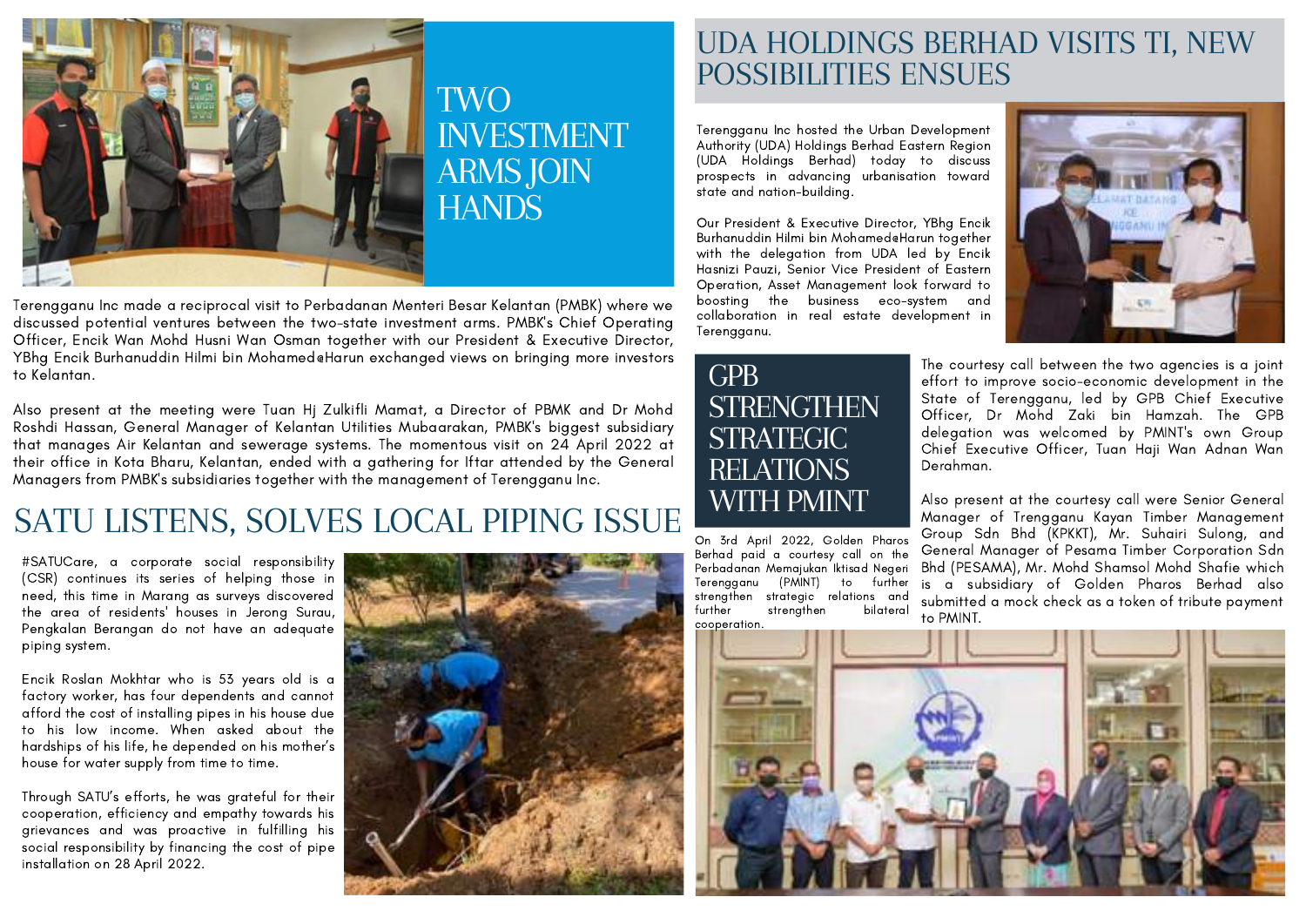## TWO INVESTMENT ARMS JOIN HANDS

Terengganu Inc made a reciprocal visit to Perbadanan Menteri Besar Kelantan (PMBK) where we discussed potential ventures between the two-state investment arms. PMBK's Chief Operating Officer, Encik Wan Mohd Husni Wan Osman together with our President & Executive Director, YBhg Encik Burhanuddin Hilmi bin Mohamed@Harun exchanged views on bringing more investors to Kelantan.

Also present at the meeting were Tuan Hj Zulkifli Mamat, a Director of PBMK and Dr Mohd Roshdi Hassan, General Manager of Kelantan Utilities Mubaarakan, PMBK's biggest subsidiary that manages Air Kelantan and sewerage systems. The momentous visit on 24 April 2022 at their office in Kota Bharu, Kelantan, ended with a gathering for Iftar attended by the General Managers from PMBK's subsidiaries together with the management of Terengganu Inc.

## SATU LISTENS, SOLVES LOCAL PIPING ISSUE

#SATUCare, a corporate social responsibility (CSR) continues its series of helping those in need, this time in Marang as surveys discovered the area of residents' houses in Jerong Surau, Pengkalan Berangan do not have an adequate piping system.

Encik Roslan Mokhtar who is 53 years old is a factory worker, has four dependents and cannot afford the cost of installing pipes in his house due to his low income. When asked about the hardships of his life, he depended on his mother's house for water supply from time to time.

Through SATU's efforts, he was grateful for their cooperation, efficiency and empathy towards his grievances and was proactive in fulfilling his social responsibility by financing the cost of pipe installation on 28 April 2022.

## UDA HOLDINGS BERHAD VISITS TI, NEW POSSIBILITIES ENSUES

Terengganu Inc hosted the Urban Development Authority (UDA) Holdings Berhad Eastern Region (UDA Holdings Berhad) today to discuss prospects in advancing urbanisation toward state and nation-building.

Our President & Executive Director, YBhg Encik Burhanuddin Hilmi bin Mohamed@Harun together with the delegation from UDA led by Encik Hasnizi Pauzi, Senior Vice President of Eastern Operation, Asset Management look forward to boosting the business eco-system and collaboration in real estate development in Terengganu.

## GPB STRENGTHEN STRATEGIC RELATIONS WITH PMINT

On 3rd April 2022, Golden Pharos Berhad paid a courtesy call on the Perbadanan Memajukan Iktisad Negeri Terengganu (PMINT) to further strengthen strategic relations and further strengthen bilateral cooperation.

The courtesy call between the two agencies is a joint effort to improve socio-economic development in the State of Terengganu, led by GPB Chief Executive Officer, Dr Mohd Zaki bin Hamzah. The GPB delegation was welcomed by PMINT's own Group Chief Executive Officer, Tuan Haji Wan Adnan Wan Derahman.

Also present at the courtesy call were Senior General Manager of Trengganu Kayan Timber Management Group Sdn Bhd (KPKKT), Mr. Suhairi Sulong, and General Manager of Pesama Timber Corporation Sdn Bhd (PESAMA), Mr. Mohd Shamsol Mohd Shafie which is a subsidiary of Golden Pharos Berhad also submitted a mock check as a token of tribute payment to PMINT.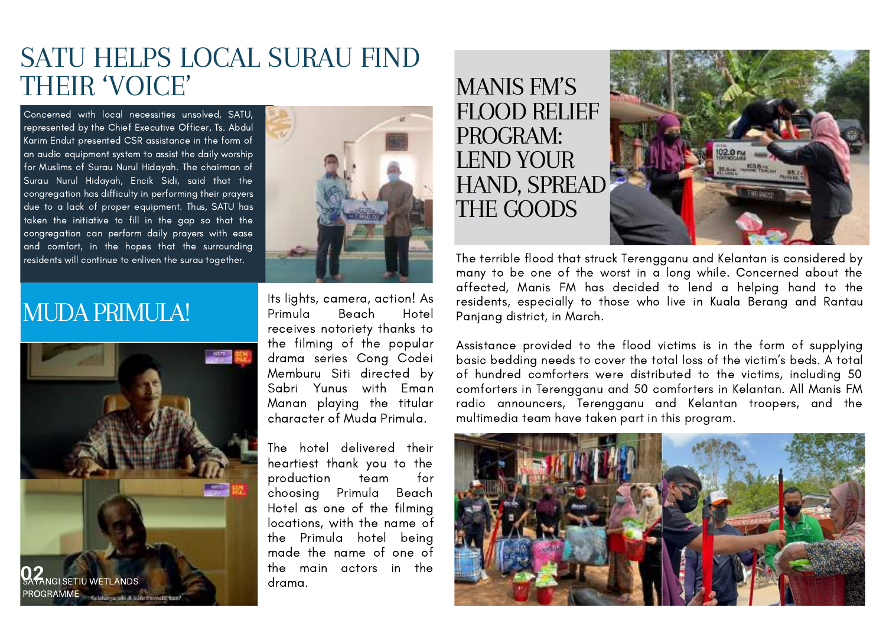# SATU HELPS LOCAL SURAU FIND THEIR 'VOICE'

Concerned with local necessities unsolved, SATU, represented by the Chief Executive Officer, Ts. Abdul Karim Endut presented CSR assistance in the form of an audio equipment system to assist the daily worship for Muslims of Surau Nurul Hidayah. The chairman of Surau Nurul Hidayah, Encik Sidi, said that the congregation has difficulty in performing their prayers due to a lack of proper equipment. Thus, SATU has taken the initiative to fill in the gap so that the congregation can perform daily prayers with ease and comfort, in the hopes that the surrounding residents will continue to enliven the surau together.

# MUDA PRIMULA!

Its lights, camera, action! As Primula Beach Hotel receives notoriety thanks to the filming of the popular drama series Cong Codei Memburu Siti directed by Sabri Yunus with Eman Manan playing the titular character of Muda Primula.

The hotel delivered their heartiest thank you to the production team for choosing Primula Beach Hotel as one of the filming locations, with the name of the Primula hotel being made the name of one of the main actors in the drama.

# MANIS FM'S FLOOD RELIEF PROGRAM: LEND YOUR HAND, SPREAD THE GOODS

The terrible flood that struck Terengganu and Kelantan is considered by many to be one of the worst in a long while. Concerned about the affected, Manis FM has decided to lend a helping hand to the residents, especially to those who live in Kuala Berang and Rantau Panjang district, in March.

Assistance provided to the flood victims is in the form of supplying basic bedding needs to cover the total loss of the victim's beds. A total of hundred comforters were distributed to the victims, including 50 comforters in Terengganu and 50 comforters in Kelantan. All Manis FM radio announcers, Terengganu and Kelantan troopers, and the multimedia team have taken part in this program.